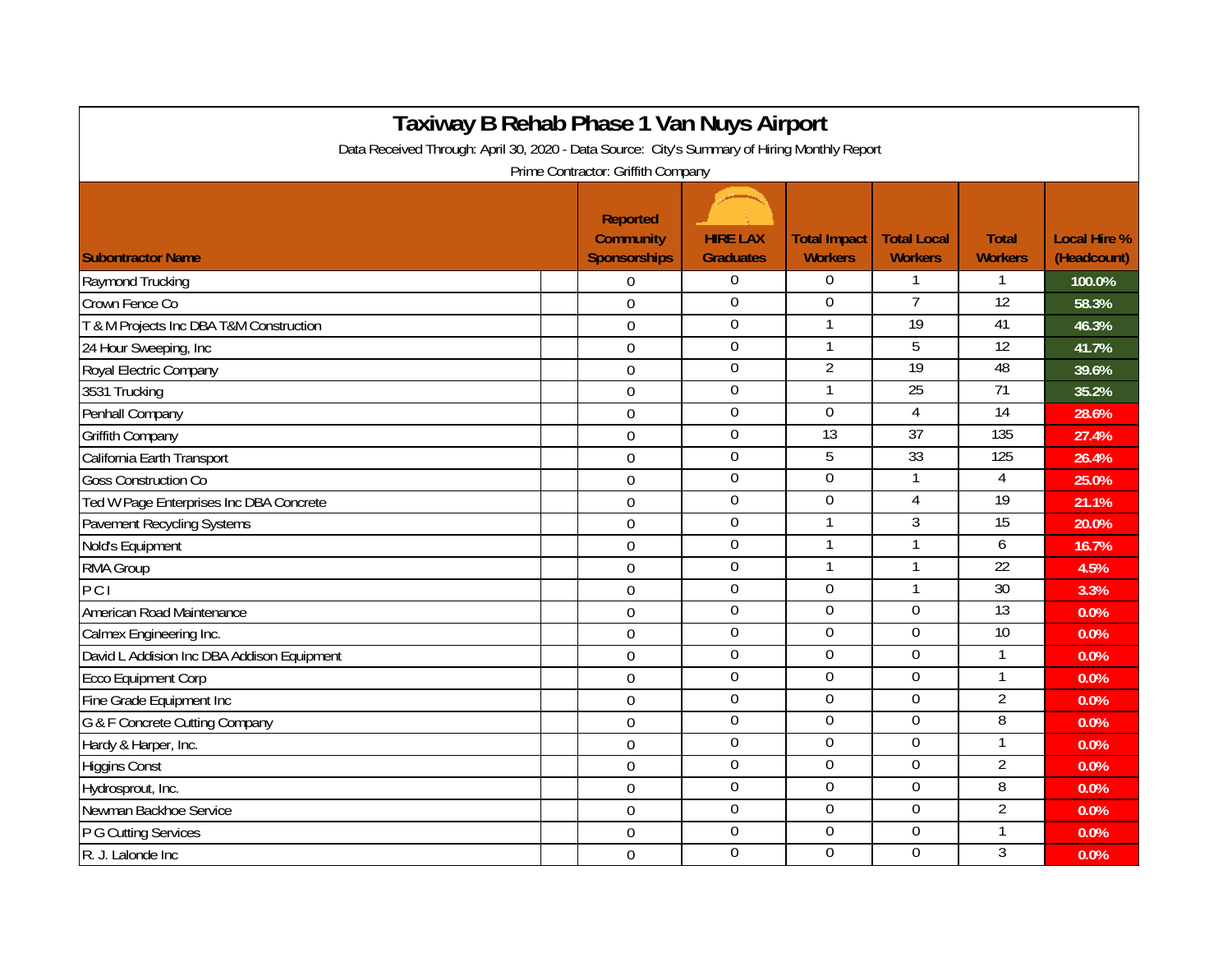# Taxiway B Rehab Phase 1 Van Nuys Airport

Data Received Through: April 30, 2020 - Data Source: City's Summary of Hiring Monthly Report

Prime Contractor: Griffith Company

| Subontractor Name | Reported Community Sponsorships | HIRE LAX Graduates | Total Impact Workers | Total Local Workers | Total Workers | Local Hire % (Headcount) |
|---|---|---|---|---|---|---|
| Raymond Trucking | 0 | 0 | 0 | 1 | 1 | 100.0% |
| Crown Fence Co | 0 | 0 | 0 | 7 | 12 | 58.3% |
| T & M Projects Inc DBA T&M Construction | 0 | 0 | 1 | 19 | 41 | 46.3% |
| 24 Hour Sweeping, Inc | 0 | 0 | 1 | 5 | 12 | 41.7% |
| Royal Electric Company | 0 | 0 | 2 | 19 | 48 | 39.6% |
| 3531 Trucking | 0 | 0 | 1 | 25 | 71 | 35.2% |
| Penhall Company | 0 | 0 | 0 | 4 | 14 | 28.6% |
| Griffith Company | 0 | 0 | 13 | 37 | 135 | 27.4% |
| California Earth Transport | 0 | 0 | 5 | 33 | 125 | 26.4% |
| Goss Construction Co | 0 | 0 | 0 | 1 | 4 | 25.0% |
| Ted W Page Enterprises Inc DBA Concrete | 0 | 0 | 0 | 4 | 19 | 21.1% |
| Pavement Recycling Systems | 0 | 0 | 1 | 3 | 15 | 20.0% |
| Nold's Equipment | 0 | 0 | 1 | 1 | 6 | 16.7% |
| RMA Group | 0 | 0 | 1 | 1 | 22 | 4.5% |
| P C I | 0 | 0 | 0 | 1 | 30 | 3.3% |
| American Road Maintenance | 0 | 0 | 0 | 0 | 13 | 0.0% |
| Calmex Engineering Inc. | 0 | 0 | 0 | 0 | 10 | 0.0% |
| David L Addision Inc DBA Addison Equipment | 0 | 0 | 0 | 0 | 1 | 0.0% |
| Ecco Equipment Corp | 0 | 0 | 0 | 0 | 1 | 0.0% |
| Fine Grade Equipment Inc | 0 | 0 | 0 | 0 | 2 | 0.0% |
| G & F Concrete Cutting Company | 0 | 0 | 0 | 0 | 8 | 0.0% |
| Hardy & Harper, Inc. | 0 | 0 | 0 | 0 | 1 | 0.0% |
| Higgins Const | 0 | 0 | 0 | 0 | 2 | 0.0% |
| Hydrosprout, Inc. | 0 | 0 | 0 | 0 | 8 | 0.0% |
| Newman Backhoe Service | 0 | 0 | 0 | 0 | 2 | 0.0% |
| P G Cutting Services | 0 | 0 | 0 | 0 | 1 | 0.0% |
| R. J. Lalonde Inc | 0 | 0 | 0 | 0 | 3 | 0.0% |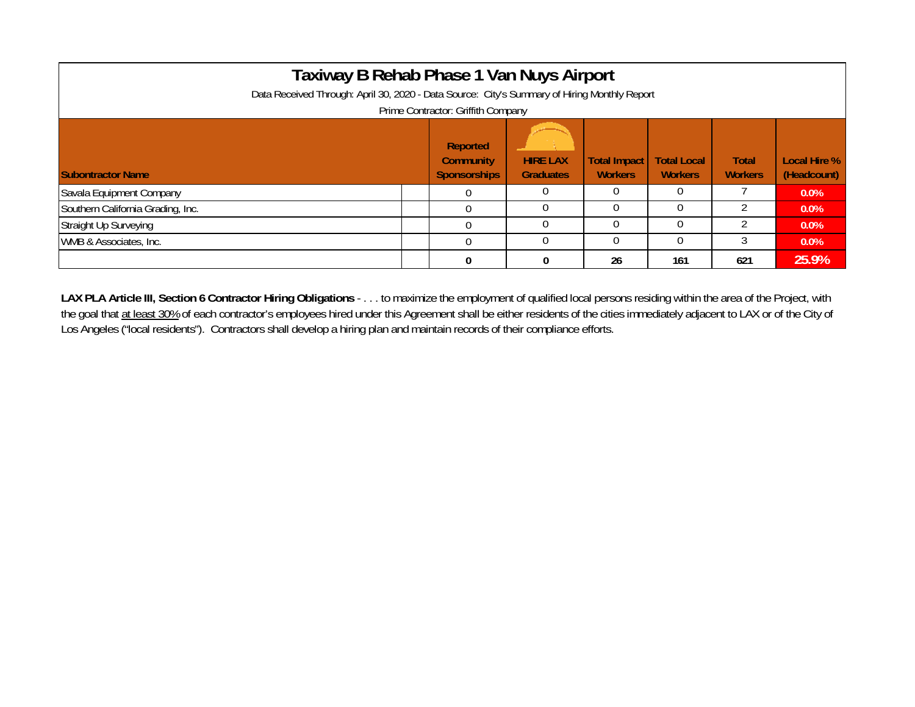# Taxiway B Rehab Phase 1 Van Nuys Airport

Data Received Through: April 30, 2020 - Data Source: City's Summary of Hiring Monthly Report

Prime Contractor: Griffith Company

| Subontractor Name | | Reported Community Sponsorships | HIRE LAX Graduates | Total Impact Workers | Total Local Workers | Total Workers | Local Hire % (Headcount) |
|---|---|---|---|---|---|---|---|
| Savala Equipment Company | | 0 | 0 | 0 | 0 | 7 | 0.0% |
| Southern California Grading, Inc. | | 0 | 0 | 0 | 0 | 2 | 0.0% |
| Straight Up Surveying | | 0 | 0 | 0 | 0 | 2 | 0.0% |
| WMB & Associates, Inc. | | 0 | 0 | 0 | 0 | 3 | 0.0% |
| | | **0** | **0** | **26** | **161** | **621** | **25.9%** |

**LAX PLA Article III, Section 6 Contractor Hiring Obligations** - . . . to maximize the employment of qualified local persons residing within the area of the Project, with the goal that at least 30% of each contractor's employees hired under this Agreement shall be either residents of the cities immediately adjacent to LAX or of the City of Los Angeles ("local residents"). Contractors shall develop a hiring plan and maintain records of their compliance efforts.